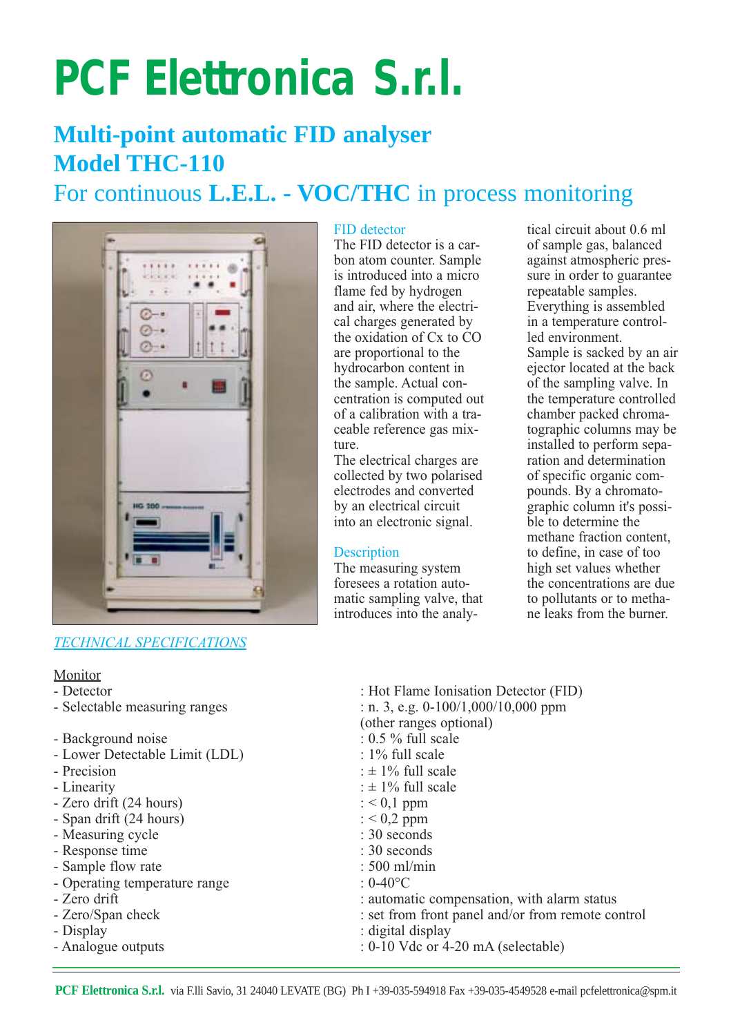# PCF Elettronica S.r.l.

## Multi-point automatic FID analyser
## Model THC-110

### For continuous **L.E.L. - VOC/THC** in process monitoring

**FID detector**

The FID detector is a carbon atom counter. Sample is introduced into a micro flame fed by hydrogen and air, where the electrical charges generated by the oxidation of Cx to CO are proportional to the hydrocarbon content in the sample. Actual concentration is computed out of a calibration with a traceable reference gas mixture.

The electrical charges are collected by two polarised electrodes and converted by an electrical circuit into an electronic signal.

**Description**

The measuring system foresees a rotation automatic sampling valve, that introduces into the analytical circuit about 0.6 ml of sample gas, balanced against atmospheric pressure in order to guarantee repeatable samples. Everything is assembled in a temperature controlled environment.

Sample is sacked by an air ejector located at the back of the sampling valve. In the temperature controlled chamber packed chromatographic columns may be installed to perform separation and determination of specific organic compounds. By a chromatographic column it's possible to determine the methane fraction content, to define, in case of too high set values whether the concentrations are due to pollutants or to methane leaks from the burner.

*TECHNICAL SPECIFICATIONS*

Monitor

- Detector : Hot Flame Ionisation Detector (FID)
- Selectable measuring ranges : n. 3, e.g. 0-100/1,000/10,000 ppm (other ranges optional)
- Background noise : 0.5 % full scale
- Lower Detectable Limit (LDL) : 1% full scale
- Precision : ± 1% full scale
- Linearity : ± 1% full scale
- Zero drift (24 hours) : < 0,1 ppm
- Span drift (24 hours) : < 0,2 ppm
- Measuring cycle : 30 seconds
- Response time : 30 seconds
- Sample flow rate : 500 ml/min
- Operating temperature range : 0-40°C
- Zero drift : automatic compensation, with alarm status
- Zero/Span check : set from front panel and/or from remote control
- Display : digital display
- Analogue outputs : 0-10 Vdc or 4-20 mA (selectable)

**PCF Elettronica S.r.l.** via F.lli Savio, 31 24040 LEVATE (BG) Ph I +39-035-594918 Fax +39-035-4549528 e-mail pcfelettronica@spm.it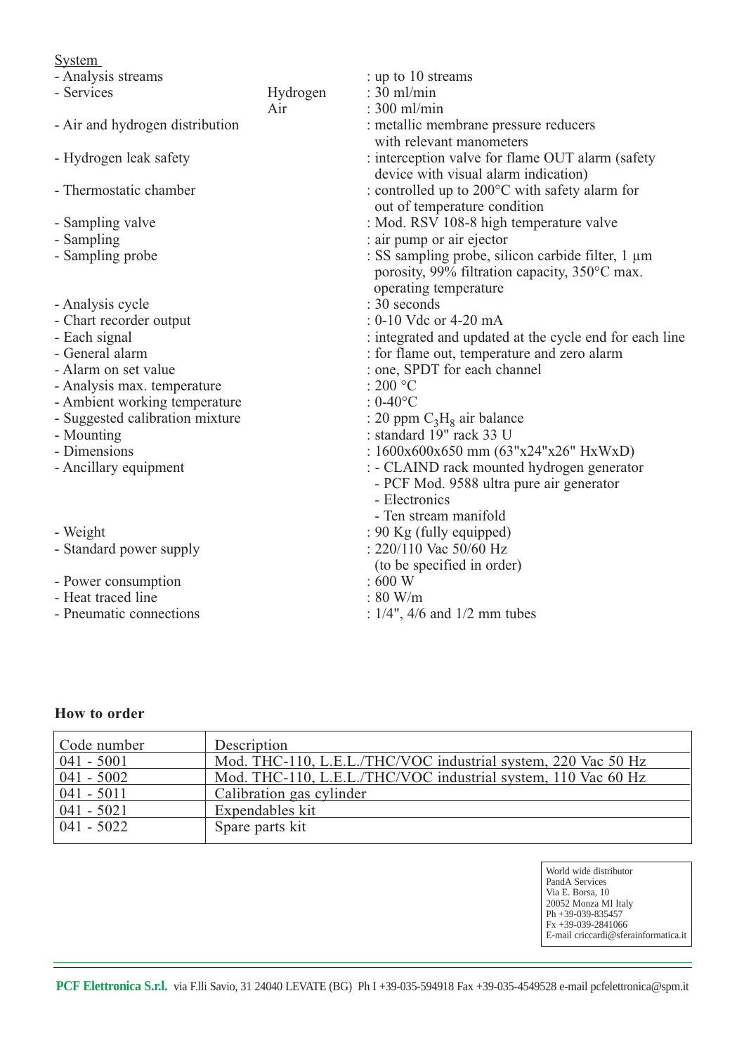System

| | | |
|---|---|---|
| - Analysis streams | | : up to 10 streams |
| - Services | Hydrogen | : 30 ml/min |
| | Air | : 300 ml/min |
| - Air and hydrogen distribution | | : metallic membrane pressure reducers with relevant manometers |
| - Hydrogen leak safety | | : interception valve for flame OUT alarm (safety device with visual alarm indication) |
| - Thermostatic chamber | | : controlled up to 200°C with safety alarm for out of temperature condition |
| - Sampling valve | | : Mod. RSV 108-8 high temperature valve |
| - Sampling | | : air pump or air ejector |
| - Sampling probe | | : SS sampling probe, silicon carbide filter, 1 µm porosity, 99% filtration capacity, 350°C max. operating temperature |
| - Analysis cycle | | : 30 seconds |
| - Chart recorder output | | : 0-10 Vdc or 4-20 mA |
| - Each signal | | : integrated and updated at the cycle end for each line |
| - General alarm | | : for flame out, temperature and zero alarm |
| - Alarm on set value | | : one, SPDT for each channel |
| - Analysis max. temperature | | : 200 °C |
| - Ambient working temperature | | : 0-40°C |
| - Suggested calibration mixture | | : 20 ppm $C_3H_8$ air balance |
| - Mounting | | : standard 19" rack 33 U |
| - Dimensions | | : 1600x600x650 mm (63"x24"x26" HxWxD) |
| - Ancillary equipment | | : - CLAIND rack mounted hydrogen generator<br>- PCF Mod. 9588 ultra pure air generator<br>- Electronics<br>- Ten stream manifold |
| - Weight | | : 90 Kg (fully equipped) |
| - Standard power supply | | : 220/110 Vac 50/60 Hz (to be specified in order) |
| - Power consumption | | : 600 W |
| - Heat traced line | | : 80 W/m |
| - Pneumatic connections | | : 1/4", 4/6 and 1/2 mm tubes |

**How to order**

| Code number | Description |
|---|---|
| 041 - 5001 | Mod. THC-110, L.E.L./THC/VOC industrial system, 220 Vac 50 Hz |
| 041 - 5002 | Mod. THC-110, L.E.L./THC/VOC industrial system, 110 Vac 60 Hz |
| 041 - 5011 | Calibration gas cylinder |
| 041 - 5021 | Expendables kit |
| 041 - 5022 | Spare parts kit |

World wide distributor
PandA Services
Via E. Borsa, 10
20052 Monza MI Italy
Ph +39-039-835457
Fx +39-039-2841066
E-mail criccardi@sferainformatica.it

**PCF Elettronica S.r.l.** via F.lli Savio, 31 24040 LEVATE (BG) Ph I +39-035-594918 Fax +39-035-4549528 e-mail pcfelettronica@spm.it